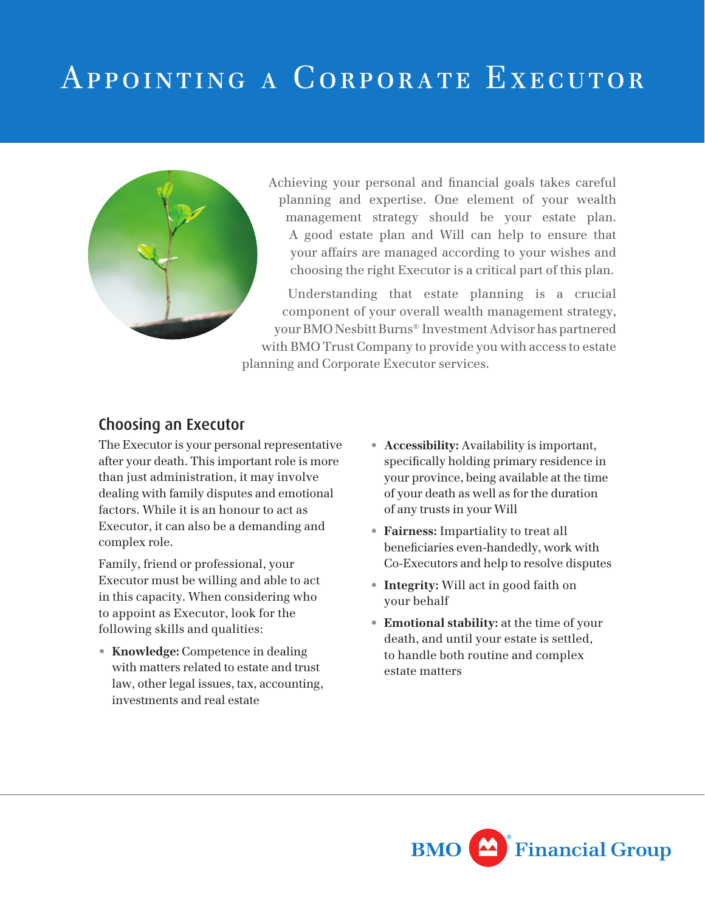# Appointing a Corporate Executor

Achieving your personal and financial goals takes careful planning and expertise. One element of your wealth management strategy should be your estate plan. A good estate plan and Will can help to ensure that your affairs are managed according to your wishes and choosing the right Executor is a critical part of this plan.

Understanding that estate planning is a crucial component of your overall wealth management strategy, your BMO Nesbitt Burns® Investment Advisor has partnered with BMO Trust Company to provide you with access to estate planning and Corporate Executor services.

## Choosing an Executor

The Executor is your personal representative after your death. This important role is more than just administration, it may involve dealing with family disputes and emotional factors. While it is an honour to act as Executor, it can also be a demanding and complex role.

Family, friend or professional, your Executor must be willing and able to act in this capacity. When considering who to appoint as Executor, look for the following skills and qualities:

- **Knowledge:** Competence in dealing with matters related to estate and trust law, other legal issues, tax, accounting, investments and real estate
- **Accessibility:** Availability is important, specifically holding primary residence in your province, being available at the time of your death as well as for the duration of any trusts in your Will
- **Fairness:** Impartiality to treat all beneficiaries even-handedly, work with Co-Executors and help to resolve disputes
- **Integrity:** Will act in good faith on your behalf
- **Emotional stability:** at the time of your death, and until your estate is settled, to handle both routine and complex estate matters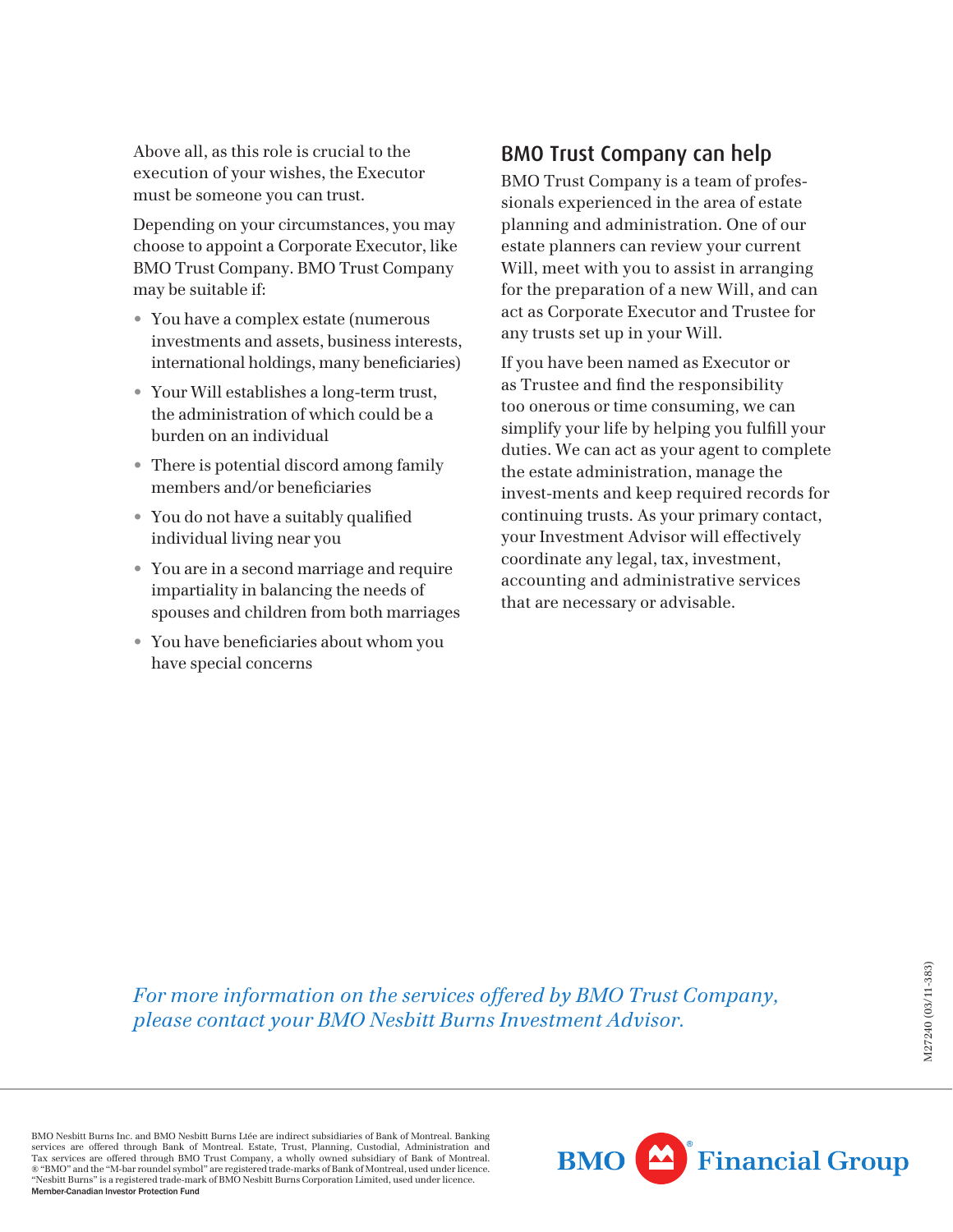Above all, as this role is crucial to the execution of your wishes, the Executor must be someone you can trust.

Depending on your circumstances, you may choose to appoint a Corporate Executor, like BMO Trust Company. BMO Trust Company may be suitable if:

- You have a complex estate (numerous investments and assets, business interests, international holdings, many beneficiaries)
- Your Will establishes a long-term trust, the administration of which could be a burden on an individual
- There is potential discord among family members and/or beneficiaries
- You do not have a suitably qualified individual living near you
- You are in a second marriage and require impartiality in balancing the needs of spouses and children from both marriages
- You have beneficiaries about whom you have special concerns

## BMO Trust Company can help

BMO Trust Company is a team of professionals experienced in the area of estate planning and administration. One of our estate planners can review your current Will, meet with you to assist in arranging for the preparation of a new Will, and can act as Corporate Executor and Trustee for any trusts set up in your Will.

If you have been named as Executor or as Trustee and find the responsibility too onerous or time consuming, we can simplify your life by helping you fulfill your duties. We can act as your agent to complete the estate administration, manage the invest-ments and keep required records for continuing trusts. As your primary contact, your Investment Advisor will effectively coordinate any legal, tax, investment, accounting and administrative services that are necessary or advisable.

*For more information on the services offered by BMO Trust Company, please contact your BMO Nesbitt Burns Investment Advisor.*

M27240 (03/11-383)

BMO Nesbitt Burns Inc. and BMO Nesbitt Burns Ltée are indirect subsidiaries of Bank of Montreal. Banking services are offered through Bank of Montreal. Estate, Trust, Planning, Custodial, Administration and Tax services are offered through BMO Trust Company, a wholly owned subsidiary of Bank of Montreal. ® "BMO" and the "M-bar roundel symbol" are registered trade-marks of Bank of Montreal, used under licence. "Nesbitt Burns" is a registered trade-mark of BMO Nesbitt Burns Corporation Limited, used under licence.
**Member-Canadian Investor Protection Fund**

BMO Financial Group